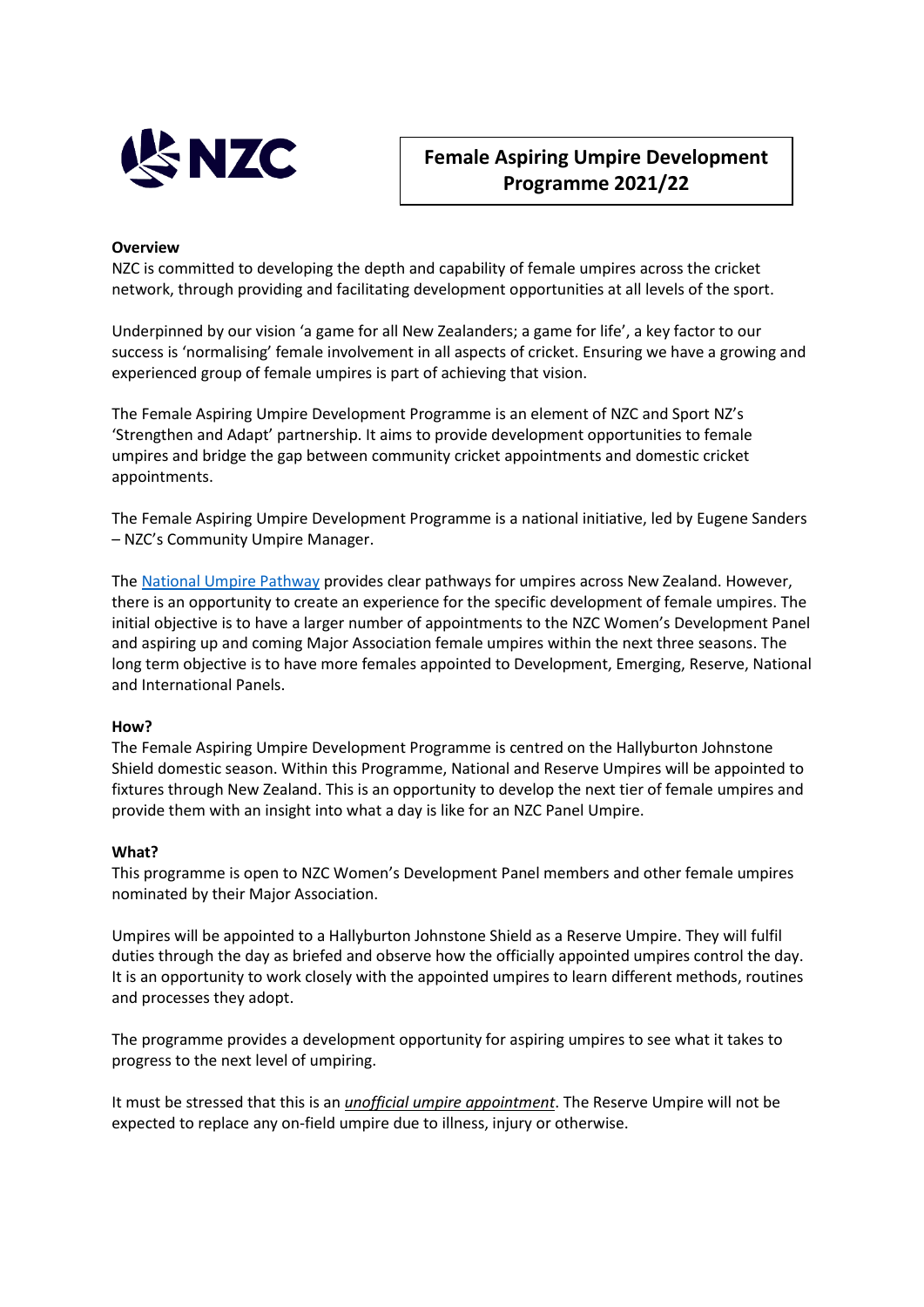# Female Aspiring Umpire Development Programme 2021/22

**Overview**

NZC is committed to developing the depth and capability of female umpires across the cricket network, through providing and facilitating development opportunities at all levels of the sport.

Underpinned by our vision 'a game for all New Zealanders; a game for life', a key factor to our success is 'normalising' female involvement in all aspects of cricket. Ensuring we have a growing and experienced group of female umpires is part of achieving that vision.

The Female Aspiring Umpire Development Programme is an element of NZC and Sport NZ's 'Strengthen and Adapt' partnership. It aims to provide development opportunities to female umpires and bridge the gap between community cricket appointments and domestic cricket appointments.

The Female Aspiring Umpire Development Programme is a national initiative, led by Eugene Sanders – NZC's Community Umpire Manager.

The National Umpire Pathway provides clear pathways for umpires across New Zealand. However, there is an opportunity to create an experience for the specific development of female umpires. The initial objective is to have a larger number of appointments to the NZC Women's Development Panel and aspiring up and coming Major Association female umpires within the next three seasons. The long term objective is to have more females appointed to Development, Emerging, Reserve, National and International Panels.

**How?**

The Female Aspiring Umpire Development Programme is centred on the Hallyburton Johnstone Shield domestic season. Within this Programme, National and Reserve Umpires will be appointed to fixtures through New Zealand. This is an opportunity to develop the next tier of female umpires and provide them with an insight into what a day is like for an NZC Panel Umpire.

**What?**

This programme is open to NZC Women's Development Panel members and other female umpires nominated by their Major Association.

Umpires will be appointed to a Hallyburton Johnstone Shield as a Reserve Umpire. They will fulfil duties through the day as briefed and observe how the officially appointed umpires control the day. It is an opportunity to work closely with the appointed umpires to learn different methods, routines and processes they adopt.

The programme provides a development opportunity for aspiring umpires to see what it takes to progress to the next level of umpiring.

It must be stressed that this is an ***unofficial umpire appointment***. The Reserve Umpire will not be expected to replace any on-field umpire due to illness, injury or otherwise.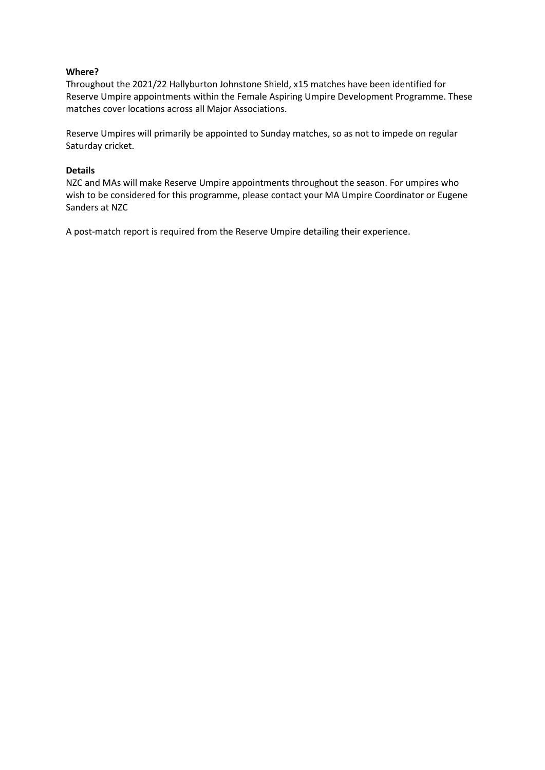**Where?**

Throughout the 2021/22 Hallyburton Johnstone Shield, x15 matches have been identified for Reserve Umpire appointments within the Female Aspiring Umpire Development Programme. These matches cover locations across all Major Associations.

Reserve Umpires will primarily be appointed to Sunday matches, so as not to impede on regular Saturday cricket.

**Details**

NZC and MAs will make Reserve Umpire appointments throughout the season. For umpires who wish to be considered for this programme, please contact your MA Umpire Coordinator or Eugene Sanders at NZC

A post-match report is required from the Reserve Umpire detailing their experience.